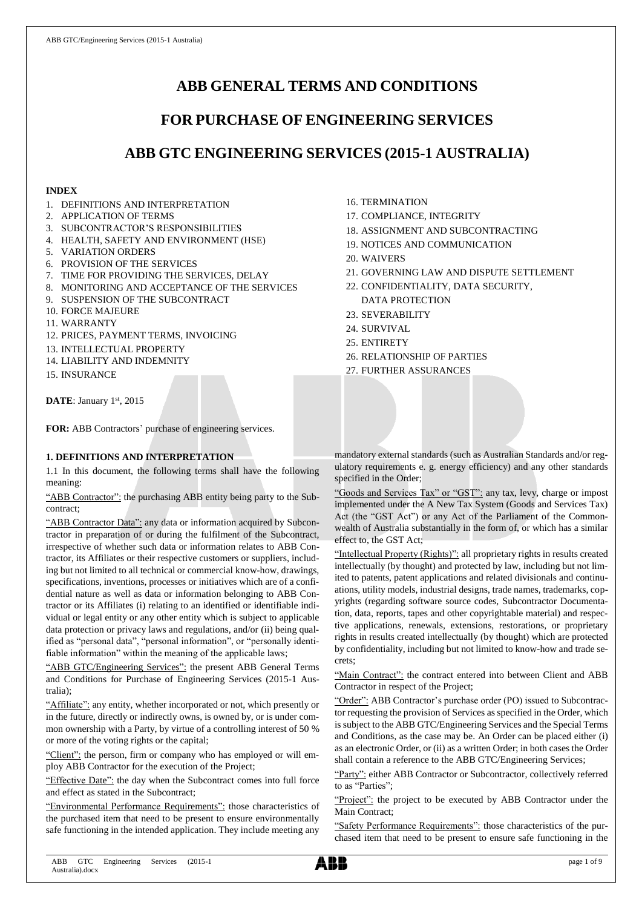# ABB GENERAL TERMS AND CONDITIONS

# FOR PURCHASE OF ENGINEERING SERVICES

# ABB GTC ENGINEERING SERVICES (2015-1 AUSTRALIA)

**INDEX**

1. DEFINITIONS AND INTERPRETATION
2. APPLICATION OF TERMS
3. SUBCONTRACTOR'S RESPONSIBILITIES
4. HEALTH, SAFETY AND ENVIRONMENT (HSE)
5. VARIATION ORDERS
6. PROVISION OF THE SERVICES
7. TIME FOR PROVIDING THE SERVICES, DELAY
8. MONITORING AND ACCEPTANCE OF THE SERVICES
9. SUSPENSION OF THE SUBCONTRACT
10. FORCE MAJEURE
11. WARRANTY
12. PRICES, PAYMENT TERMS, INVOICING
13. INTELLECTUAL PROPERTY
14. LIABILITY AND INDEMNITY
15. INSURANCE
16. TERMINATION
17. COMPLIANCE, INTEGRITY
18. ASSIGNMENT AND SUBCONTRACTING
19. NOTICES AND COMMUNICATION
20. WAIVERS
21. GOVERNING LAW AND DISPUTE SETTLEMENT
22. CONFIDENTIALITY, DATA SECURITY, DATA PROTECTION
23. SEVERABILITY
24. SURVIVAL
25. ENTIRETY
26. RELATIONSHIP OF PARTIES
27. FURTHER ASSURANCES

**DATE**: January 1st, 2015

**FOR:** ABB Contractors' purchase of engineering services.

## 1. DEFINITIONS AND INTERPRETATION

1.1 In this document, the following terms shall have the following meaning:

"ABB Contractor": the purchasing ABB entity being party to the Subcontract;

"ABB Contractor Data": any data or information acquired by Subcontractor in preparation of or during the fulfilment of the Subcontract, irrespective of whether such data or information relates to ABB Contractor, its Affiliates or their respective customers or suppliers, including but not limited to all technical or commercial know-how, drawings, specifications, inventions, processes or initiatives which are of a confidential nature as well as data or information belonging to ABB Contractor or its Affiliates (i) relating to an identified or identifiable individual or legal entity or any other entity which is subject to applicable data protection or privacy laws and regulations, and/or (ii) being qualified as "personal data", "personal information", or "personally identifiable information" within the meaning of the applicable laws;

"ABB GTC/Engineering Services": the present ABB General Terms and Conditions for Purchase of Engineering Services (2015-1 Australia);

"Affiliate": any entity, whether incorporated or not, which presently or in the future, directly or indirectly owns, is owned by, or is under common ownership with a Party, by virtue of a controlling interest of 50 % or more of the voting rights or the capital;

"Client": the person, firm or company who has employed or will employ ABB Contractor for the execution of the Project;

"Effective Date": the day when the Subcontract comes into full force and effect as stated in the Subcontract;

"Environmental Performance Requirements": those characteristics of the purchased item that need to be present to ensure environmentally safe functioning in the intended application. They include meeting any mandatory external standards (such as Australian Standards and/or regulatory requirements e. g. energy efficiency) and any other standards specified in the Order;

"Goods and Services Tax" or "GST": any tax, levy, charge or impost implemented under the A New Tax System (Goods and Services Tax) Act (the "GST Act") or any Act of the Parliament of the Commonwealth of Australia substantially in the form of, or which has a similar effect to, the GST Act;

"Intellectual Property (Rights)": all proprietary rights in results created intellectually (by thought) and protected by law, including but not limited to patents, patent applications and related divisionals and continuations, utility models, industrial designs, trade names, trademarks, copyrights (regarding software source codes, Subcontractor Documentation, data, reports, tapes and other copyrightable material) and respective applications, renewals, extensions, restorations, or proprietary rights in results created intellectually (by thought) which are protected by confidentiality, including but not limited to know-how and trade secrets;

"Main Contract": the contract entered into between Client and ABB Contractor in respect of the Project;

"Order": ABB Contractor's purchase order (PO) issued to Subcontractor requesting the provision of Services as specified in the Order, which is subject to the ABB GTC/Engineering Services and the Special Terms and Conditions, as the case may be. An Order can be placed either (i) as an electronic Order, or (ii) as a written Order; in both cases the Order shall contain a reference to the ABB GTC/Engineering Services;

"Party": either ABB Contractor or Subcontractor, collectively referred to as "Parties";

"Project": the project to be executed by ABB Contractor under the Main Contract;

"Safety Performance Requirements": those characteristics of the purchased item that need to be present to ensure safe functioning in the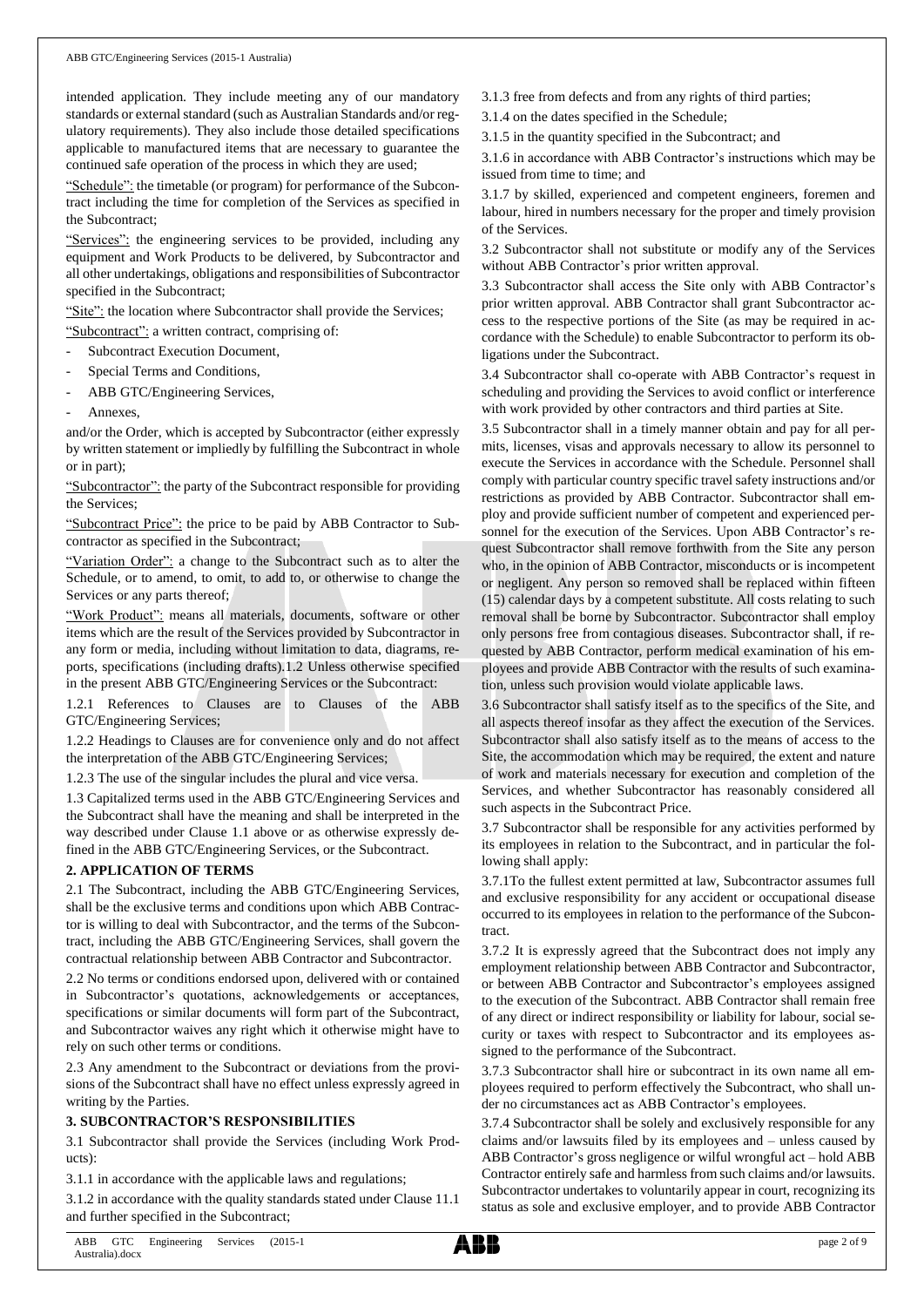intended application. They include meeting any of our mandatory standards or external standard (such as Australian Standards and/or regulatory requirements). They also include those detailed specifications applicable to manufactured items that are necessary to guarantee the continued safe operation of the process in which they are used;

"Schedule": the timetable (or program) for performance of the Subcontract including the time for completion of the Services as specified in the Subcontract;

"Services": the engineering services to be provided, including any equipment and Work Products to be delivered, by Subcontractor and all other undertakings, obligations and responsibilities of Subcontractor specified in the Subcontract;

"Site": the location where Subcontractor shall provide the Services;

"Subcontract": a written contract, comprising of:

- Subcontract Execution Document,
- Special Terms and Conditions,
- ABB GTC/Engineering Services,
- Annexes,

and/or the Order, which is accepted by Subcontractor (either expressly by written statement or impliedly by fulfilling the Subcontract in whole or in part);

"Subcontractor": the party of the Subcontract responsible for providing the Services;

"Subcontract Price": the price to be paid by ABB Contractor to Subcontractor as specified in the Subcontract;

"Variation Order": a change to the Subcontract such as to alter the Schedule, or to amend, to omit, to add to, or otherwise to change the Services or any parts thereof;

"Work Product": means all materials, documents, software or other items which are the result of the Services provided by Subcontractor in any form or media, including without limitation to data, diagrams, reports, specifications (including drafts).

1.2 Unless otherwise specified in the present ABB GTC/Engineering Services or the Subcontract:

1.2.1 References to Clauses are to Clauses of the ABB GTC/Engineering Services;

1.2.2 Headings to Clauses are for convenience only and do not affect the interpretation of the ABB GTC/Engineering Services;

1.2.3 The use of the singular includes the plural and vice versa.

1.3 Capitalized terms used in the ABB GTC/Engineering Services and the Subcontract shall have the meaning and shall be interpreted in the way described under Clause 1.1 above or as otherwise expressly defined in the ABB GTC/Engineering Services, or the Subcontract.

## 2. APPLICATION OF TERMS

2.1 The Subcontract, including the ABB GTC/Engineering Services, shall be the exclusive terms and conditions upon which ABB Contractor is willing to deal with Subcontractor, and the terms of the Subcontract, including the ABB GTC/Engineering Services, shall govern the contractual relationship between ABB Contractor and Subcontractor.

2.2 No terms or conditions endorsed upon, delivered with or contained in Subcontractor's quotations, acknowledgements or acceptances, specifications or similar documents will form part of the Subcontract, and Subcontractor waives any right which it otherwise might have to rely on such other terms or conditions.

2.3 Any amendment to the Subcontract or deviations from the provisions of the Subcontract shall have no effect unless expressly agreed in writing by the Parties.

## 3. SUBCONTRACTOR'S RESPONSIBILITIES

3.1 Subcontractor shall provide the Services (including Work Products):

3.1.1 in accordance with the applicable laws and regulations;

3.1.2 in accordance with the quality standards stated under Clause 11.1 and further specified in the Subcontract;

3.1.3 free from defects and from any rights of third parties;

3.1.4 on the dates specified in the Schedule;

3.1.5 in the quantity specified in the Subcontract; and

3.1.6 in accordance with ABB Contractor's instructions which may be issued from time to time; and

3.1.7 by skilled, experienced and competent engineers, foremen and labour, hired in numbers necessary for the proper and timely provision of the Services.

3.2 Subcontractor shall not substitute or modify any of the Services without ABB Contractor's prior written approval.

3.3 Subcontractor shall access the Site only with ABB Contractor's prior written approval. ABB Contractor shall grant Subcontractor access to the respective portions of the Site (as may be required in accordance with the Schedule) to enable Subcontractor to perform its obligations under the Subcontract.

3.4 Subcontractor shall co-operate with ABB Contractor's request in scheduling and providing the Services to avoid conflict or interference with work provided by other contractors and third parties at Site.

3.5 Subcontractor shall in a timely manner obtain and pay for all permits, licenses, visas and approvals necessary to allow its personnel to execute the Services in accordance with the Schedule. Personnel shall comply with particular country specific travel safety instructions and/or restrictions as provided by ABB Contractor. Subcontractor shall employ and provide sufficient number of competent and experienced personnel for the execution of the Services. Upon ABB Contractor's request Subcontractor shall remove forthwith from the Site any person who, in the opinion of ABB Contractor, misconducts or is incompetent or negligent. Any person so removed shall be replaced within fifteen (15) calendar days by a competent substitute. All costs relating to such removal shall be borne by Subcontractor. Subcontractor shall employ only persons free from contagious diseases. Subcontractor shall, if requested by ABB Contractor, perform medical examination of his employees and provide ABB Contractor with the results of such examination, unless such provision would violate applicable laws.

3.6 Subcontractor shall satisfy itself as to the specifics of the Site, and all aspects thereof insofar as they affect the execution of the Services. Subcontractor shall also satisfy itself as to the means of access to the Site, the accommodation which may be required, the extent and nature of work and materials necessary for execution and completion of the Services, and whether Subcontractor has reasonably considered all such aspects in the Subcontract Price.

3.7 Subcontractor shall be responsible for any activities performed by its employees in relation to the Subcontract, and in particular the following shall apply:

3.7.1 To the fullest extent permitted at law, Subcontractor assumes full and exclusive responsibility for any accident or occupational disease occurred to its employees in relation to the performance of the Subcontract.

3.7.2 It is expressly agreed that the Subcontract does not imply any employment relationship between ABB Contractor and Subcontractor, or between ABB Contractor and Subcontractor's employees assigned to the execution of the Subcontract. ABB Contractor shall remain free of any direct or indirect responsibility or liability for labour, social security or taxes with respect to Subcontractor and its employees assigned to the performance of the Subcontract.

3.7.3 Subcontractor shall hire or subcontract in its own name all employees required to perform effectively the Subcontract, who shall under no circumstances act as ABB Contractor's employees.

3.7.4 Subcontractor shall be solely and exclusively responsible for any claims and/or lawsuits filed by its employees and – unless caused by ABB Contractor's gross negligence or wilful wrongful act – hold ABB Contractor entirely safe and harmless from such claims and/or lawsuits. Subcontractor undertakes to voluntarily appear in court, recognizing its status as sole and exclusive employer, and to provide ABB Contractor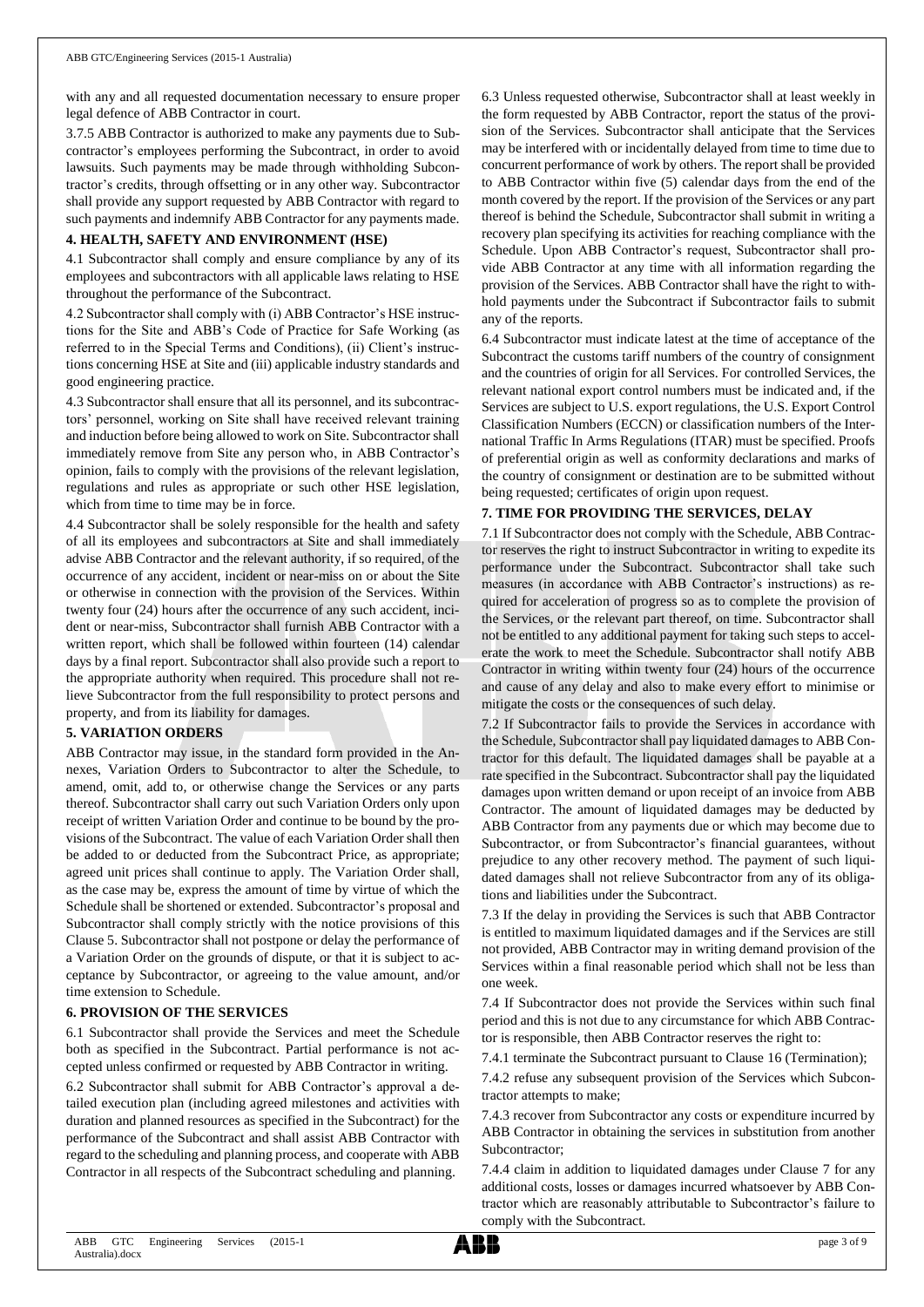with any and all requested documentation necessary to ensure proper legal defence of ABB Contractor in court.

3.7.5 ABB Contractor is authorized to make any payments due to Subcontractor's employees performing the Subcontract, in order to avoid lawsuits. Such payments may be made through withholding Subcontractor's credits, through offsetting or in any other way. Subcontractor shall provide any support requested by ABB Contractor with regard to such payments and indemnify ABB Contractor for any payments made.

**4. HEALTH, SAFETY AND ENVIRONMENT (HSE)**

4.1 Subcontractor shall comply and ensure compliance by any of its employees and subcontractors with all applicable laws relating to HSE throughout the performance of the Subcontract.

4.2 Subcontractor shall comply with (i) ABB Contractor's HSE instructions for the Site and ABB's Code of Practice for Safe Working (as referred to in the Special Terms and Conditions), (ii) Client's instructions concerning HSE at Site and (iii) applicable industry standards and good engineering practice.

4.3 Subcontractor shall ensure that all its personnel, and its subcontractors' personnel, working on Site shall have received relevant training and induction before being allowed to work on Site. Subcontractor shall immediately remove from Site any person who, in ABB Contractor's opinion, fails to comply with the provisions of the relevant legislation, regulations and rules as appropriate or such other HSE legislation, which from time to time may be in force.

4.4 Subcontractor shall be solely responsible for the health and safety of all its employees and subcontractors at Site and shall immediately advise ABB Contractor and the relevant authority, if so required, of the occurrence of any accident, incident or near-miss on or about the Site or otherwise in connection with the provision of the Services. Within twenty four (24) hours after the occurrence of any such accident, incident or near-miss, Subcontractor shall furnish ABB Contractor with a written report, which shall be followed within fourteen (14) calendar days by a final report. Subcontractor shall also provide such a report to the appropriate authority when required. This procedure shall not relieve Subcontractor from the full responsibility to protect persons and property, and from its liability for damages.

**5. VARIATION ORDERS**

ABB Contractor may issue, in the standard form provided in the Annexes, Variation Orders to Subcontractor to alter the Schedule, to amend, omit, add to, or otherwise change the Services or any parts thereof. Subcontractor shall carry out such Variation Orders only upon receipt of written Variation Order and continue to be bound by the provisions of the Subcontract. The value of each Variation Order shall then be added to or deducted from the Subcontract Price, as appropriate; agreed unit prices shall continue to apply. The Variation Order shall, as the case may be, express the amount of time by virtue of which the Schedule shall be shortened or extended. Subcontractor's proposal and Subcontractor shall comply strictly with the notice provisions of this Clause 5. Subcontractor shall not postpone or delay the performance of a Variation Order on the grounds of dispute, or that it is subject to acceptance by Subcontractor, or agreeing to the value amount, and/or time extension to Schedule.

**6. PROVISION OF THE SERVICES**

6.1 Subcontractor shall provide the Services and meet the Schedule both as specified in the Subcontract. Partial performance is not accepted unless confirmed or requested by ABB Contractor in writing.

6.2 Subcontractor shall submit for ABB Contractor's approval a detailed execution plan (including agreed milestones and activities with duration and planned resources as specified in the Subcontract) for the performance of the Subcontract and shall assist ABB Contractor with regard to the scheduling and planning process, and cooperate with ABB Contractor in all respects of the Subcontract scheduling and planning.

6.3 Unless requested otherwise, Subcontractor shall at least weekly in the form requested by ABB Contractor, report the status of the provision of the Services. Subcontractor shall anticipate that the Services may be interfered with or incidentally delayed from time to time due to concurrent performance of work by others. The report shall be provided to ABB Contractor within five (5) calendar days from the end of the month covered by the report. If the provision of the Services or any part thereof is behind the Schedule, Subcontractor shall submit in writing a recovery plan specifying its activities for reaching compliance with the Schedule. Upon ABB Contractor's request, Subcontractor shall provide ABB Contractor at any time with all information regarding the provision of the Services. ABB Contractor shall have the right to withhold payments under the Subcontract if Subcontractor fails to submit any of the reports.

6.4 Subcontractor must indicate latest at the time of acceptance of the Subcontract the customs tariff numbers of the country of consignment and the countries of origin for all Services. For controlled Services, the relevant national export control numbers must be indicated and, if the Services are subject to U.S. export regulations, the U.S. Export Control Classification Numbers (ECCN) or classification numbers of the International Traffic In Arms Regulations (ITAR) must be specified. Proofs of preferential origin as well as conformity declarations and marks of the country of consignment or destination are to be submitted without being requested; certificates of origin upon request.

**7. TIME FOR PROVIDING THE SERVICES, DELAY**

7.1 If Subcontractor does not comply with the Schedule, ABB Contractor reserves the right to instruct Subcontractor in writing to expedite its performance under the Subcontract. Subcontractor shall take such measures (in accordance with ABB Contractor's instructions) as required for acceleration of progress so as to complete the provision of the Services, or the relevant part thereof, on time. Subcontractor shall not be entitled to any additional payment for taking such steps to accelerate the work to meet the Schedule. Subcontractor shall notify ABB Contractor in writing within twenty four (24) hours of the occurrence and cause of any delay and also to make every effort to minimise or mitigate the costs or the consequences of such delay.

7.2 If Subcontractor fails to provide the Services in accordance with the Schedule, Subcontractor shall pay liquidated damages to ABB Contractor for this default. The liquidated damages shall be payable at a rate specified in the Subcontract. Subcontractor shall pay the liquidated damages upon written demand or upon receipt of an invoice from ABB Contractor. The amount of liquidated damages may be deducted by ABB Contractor from any payments due or which may become due to Subcontractor, or from Subcontractor's financial guarantees, without prejudice to any other recovery method. The payment of such liquidated damages shall not relieve Subcontractor from any of its obligations and liabilities under the Subcontract.

7.3 If the delay in providing the Services is such that ABB Contractor is entitled to maximum liquidated damages and if the Services are still not provided, ABB Contractor may in writing demand provision of the Services within a final reasonable period which shall not be less than one week.

7.4 If Subcontractor does not provide the Services within such final period and this is not due to any circumstance for which ABB Contractor is responsible, then ABB Contractor reserves the right to:

7.4.1 terminate the Subcontract pursuant to Clause 16 (Termination);

7.4.2 refuse any subsequent provision of the Services which Subcontractor attempts to make;

7.4.3 recover from Subcontractor any costs or expenditure incurred by ABB Contractor in obtaining the services in substitution from another Subcontractor;

7.4.4 claim in addition to liquidated damages under Clause 7 for any additional costs, losses or damages incurred whatsoever by ABB Contractor which are reasonably attributable to Subcontractor's failure to comply with the Subcontract.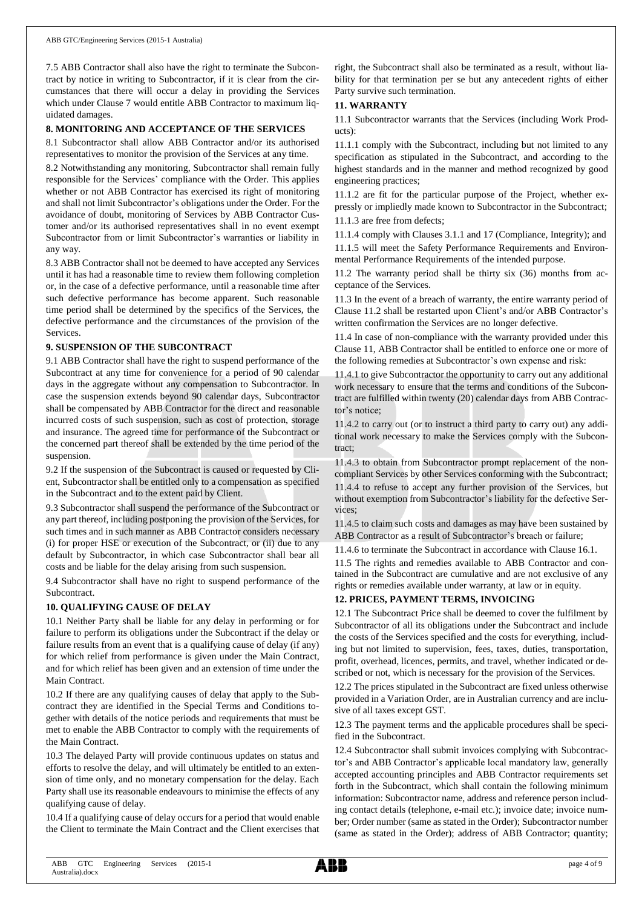7.5 ABB Contractor shall also have the right to terminate the Subcontract by notice in writing to Subcontractor, if it is clear from the circumstances that there will occur a delay in providing the Services which under Clause 7 would entitle ABB Contractor to maximum liquidated damages.

## 8. MONITORING AND ACCEPTANCE OF THE SERVICES

8.1 Subcontractor shall allow ABB Contractor and/or its authorised representatives to monitor the provision of the Services at any time.

8.2 Notwithstanding any monitoring, Subcontractor shall remain fully responsible for the Services' compliance with the Order. This applies whether or not ABB Contractor has exercised its right of monitoring and shall not limit Subcontractor's obligations under the Order. For the avoidance of doubt, monitoring of Services by ABB Contractor Customer and/or its authorised representatives shall in no event exempt Subcontractor from or limit Subcontractor's warranties or liability in any way.

8.3 ABB Contractor shall not be deemed to have accepted any Services until it has had a reasonable time to review them following completion or, in the case of a defective performance, until a reasonable time after such defective performance has become apparent. Such reasonable time period shall be determined by the specifics of the Services, the defective performance and the circumstances of the provision of the Services.

## 9. SUSPENSION OF THE SUBCONTRACT

9.1 ABB Contractor shall have the right to suspend performance of the Subcontract at any time for convenience for a period of 90 calendar days in the aggregate without any compensation to Subcontractor. In case the suspension extends beyond 90 calendar days, Subcontractor shall be compensated by ABB Contractor for the direct and reasonable incurred costs of such suspension, such as cost of protection, storage and insurance. The agreed time for performance of the Subcontract or the concerned part thereof shall be extended by the time period of the suspension.

9.2 If the suspension of the Subcontract is caused or requested by Client, Subcontractor shall be entitled only to a compensation as specified in the Subcontract and to the extent paid by Client.

9.3 Subcontractor shall suspend the performance of the Subcontract or any part thereof, including postponing the provision of the Services, for such times and in such manner as ABB Contractor considers necessary (i) for proper HSE or execution of the Subcontract, or (ii) due to any default by Subcontractor, in which case Subcontractor shall bear all costs and be liable for the delay arising from such suspension.

9.4 Subcontractor shall have no right to suspend performance of the Subcontract.

## 10. QUALIFYING CAUSE OF DELAY

10.1 Neither Party shall be liable for any delay in performing or for failure to perform its obligations under the Subcontract if the delay or failure results from an event that is a qualifying cause of delay (if any) for which relief from performance is given under the Main Contract, and for which relief has been given and an extension of time under the Main Contract.

10.2 If there are any qualifying causes of delay that apply to the Subcontract they are identified in the Special Terms and Conditions together with details of the notice periods and requirements that must be met to enable the ABB Contractor to comply with the requirements of the Main Contract.

10.3 The delayed Party will provide continuous updates on status and efforts to resolve the delay, and will ultimately be entitled to an extension of time only, and no monetary compensation for the delay. Each Party shall use its reasonable endeavours to minimise the effects of any qualifying cause of delay.

10.4 If a qualifying cause of delay occurs for a period that would enable the Client to terminate the Main Contract and the Client exercises that right, the Subcontract shall also be terminated as a result, without liability for that termination per se but any antecedent rights of either Party survive such termination.

## 11. WARRANTY

11.1 Subcontractor warrants that the Services (including Work Products):

11.1.1 comply with the Subcontract, including but not limited to any specification as stipulated in the Subcontract, and according to the highest standards and in the manner and method recognized by good engineering practices;

11.1.2 are fit for the particular purpose of the Project, whether expressly or impliedly made known to Subcontractor in the Subcontract;

11.1.3 are free from defects;

11.1.4 comply with Clauses 3.1.1 and 17 (Compliance, Integrity); and

11.1.5 will meet the Safety Performance Requirements and Environmental Performance Requirements of the intended purpose.

11.2 The warranty period shall be thirty six (36) months from acceptance of the Services.

11.3 In the event of a breach of warranty, the entire warranty period of Clause 11.2 shall be restarted upon Client's and/or ABB Contractor's written confirmation the Services are no longer defective.

11.4 In case of non-compliance with the warranty provided under this Clause 11, ABB Contractor shall be entitled to enforce one or more of the following remedies at Subcontractor's own expense and risk:

11.4.1 to give Subcontractor the opportunity to carry out any additional work necessary to ensure that the terms and conditions of the Subcontract are fulfilled within twenty (20) calendar days from ABB Contractor's notice;

11.4.2 to carry out (or to instruct a third party to carry out) any additional work necessary to make the Services comply with the Subcontract;

11.4.3 to obtain from Subcontractor prompt replacement of the non-compliant Services by other Services conforming with the Subcontract;

11.4.4 to refuse to accept any further provision of the Services, but without exemption from Subcontractor's liability for the defective Services;

11.4.5 to claim such costs and damages as may have been sustained by ABB Contractor as a result of Subcontractor's breach or failure;

11.4.6 to terminate the Subcontract in accordance with Clause 16.1.

11.5 The rights and remedies available to ABB Contractor and contained in the Subcontract are cumulative and are not exclusive of any rights or remedies available under warranty, at law or in equity.

## 12. PRICES, PAYMENT TERMS, INVOICING

12.1 The Subcontract Price shall be deemed to cover the fulfilment by Subcontractor of all its obligations under the Subcontract and include the costs of the Services specified and the costs for everything, including but not limited to supervision, fees, taxes, duties, transportation, profit, overhead, licences, permits, and travel, whether indicated or described or not, which is necessary for the provision of the Services.

12.2 The prices stipulated in the Subcontract are fixed unless otherwise provided in a Variation Order, are in Australian currency and are inclusive of all taxes except GST.

12.3 The payment terms and the applicable procedures shall be specified in the Subcontract.

12.4 Subcontractor shall submit invoices complying with Subcontractor's and ABB Contractor's applicable local mandatory law, generally accepted accounting principles and ABB Contractor requirements set forth in the Subcontract, which shall contain the following minimum information: Subcontractor name, address and reference person including contact details (telephone, e-mail etc.); invoice date; invoice number; Order number (same as stated in the Order); Subcontractor number (same as stated in the Order); address of ABB Contractor; quantity;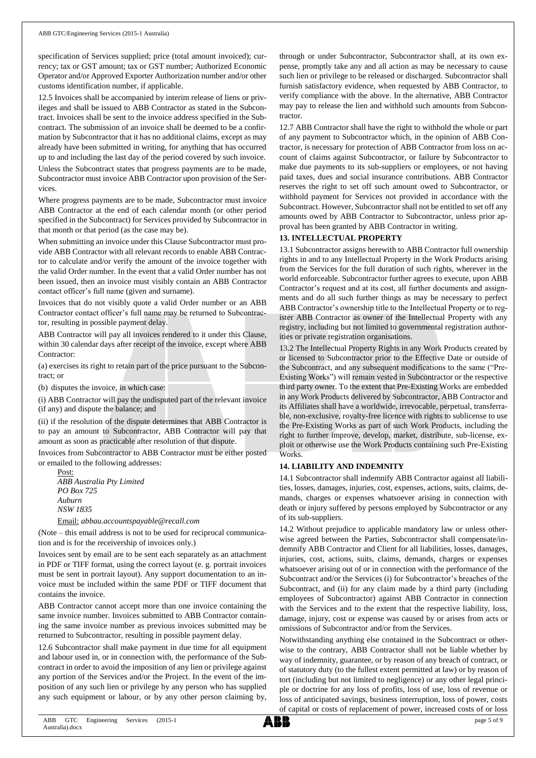specification of Services supplied; price (total amount invoiced); currency; tax or GST amount; tax or GST number; Authorized Economic Operator and/or Approved Exporter Authorization number and/or other customs identification number, if applicable.

12.5 Invoices shall be accompanied by interim release of liens or privileges and shall be issued to ABB Contractor as stated in the Subcontract. Invoices shall be sent to the invoice address specified in the Subcontract. The submission of an invoice shall be deemed to be a confirmation by Subcontractor that it has no additional claims, except as may already have been submitted in writing, for anything that has occurred up to and including the last day of the period covered by such invoice.

Unless the Subcontract states that progress payments are to be made, Subcontractor must invoice ABB Contractor upon provision of the Services.

Where progress payments are to be made, Subcontractor must invoice ABB Contractor at the end of each calendar month (or other period specified in the Subcontract) for Services provided by Subcontractor in that month or that period (as the case may be).

When submitting an invoice under this Clause Subcontractor must provide ABB Contractor with all relevant records to enable ABB Contractor to calculate and/or verify the amount of the invoice together with the valid Order number. In the event that a valid Order number has not been issued, then an invoice must visibly contain an ABB Contractor contact officer's full name (given and surname).

Invoices that do not visibly quote a valid Order number or an ABB Contractor contact officer's full name may be returned to Subcontractor, resulting in possible payment delay.

ABB Contractor will pay all invoices rendered to it under this Clause, within 30 calendar days after receipt of the invoice, except where ABB Contractor:

(a) exercises its right to retain part of the price pursuant to the Subcontract; or

(b) disputes the invoice, in which case:

(i) ABB Contractor will pay the undisputed part of the relevant invoice (if any) and dispute the balance; and

(ii) if the resolution of the dispute determines that ABB Contractor is to pay an amount to Subcontractor, ABB Contractor will pay that amount as soon as practicable after resolution of that dispute.

Invoices from Subcontractor to ABB Contractor must be either posted or emailed to the following addresses:

Post:
*ABB Australia Pty Limited*
*PO Box 725*
*Auburn*
*NSW 1835*

Email: *abbau.accountspayable@recall.com*

(Note – this email address is not to be used for reciprocal communication and is for the receivership of invoices only.)

Invoices sent by email are to be sent each separately as an attachment in PDF or TIFF format, using the correct layout (e. g. portrait invoices must be sent in portrait layout). Any support documentation to an invoice must be included within the same PDF or TIFF document that contains the invoice.

ABB Contractor cannot accept more than one invoice containing the same invoice number. Invoices submitted to ABB Contractor containing the same invoice number as previous invoices submitted may be returned to Subcontractor, resulting in possible payment delay.

12.6 Subcontractor shall make payment in due time for all equipment and labour used in, or in connection with, the performance of the Subcontract in order to avoid the imposition of any lien or privilege against any portion of the Services and/or the Project. In the event of the imposition of any such lien or privilege by any person who has supplied any such equipment or labour, or by any other person claiming by, through or under Subcontractor, Subcontractor shall, at its own expense, promptly take any and all action as may be necessary to cause such lien or privilege to be released or discharged. Subcontractor shall furnish satisfactory evidence, when requested by ABB Contractor, to verify compliance with the above. In the alternative, ABB Contractor may pay to release the lien and withhold such amounts from Subcontractor.

12.7 ABB Contractor shall have the right to withhold the whole or part of any payment to Subcontractor which, in the opinion of ABB Contractor, is necessary for protection of ABB Contractor from loss on account of claims against Subcontractor, or failure by Subcontractor to make due payments to its sub-suppliers or employees, or not having paid taxes, dues and social insurance contributions. ABB Contractor reserves the right to set off such amount owed to Subcontractor, or withhold payment for Services not provided in accordance with the Subcontract. However, Subcontractor shall not be entitled to set off any amounts owed by ABB Contractor to Subcontractor, unless prior approval has been granted by ABB Contractor in writing.

## 13. INTELLECTUAL PROPERTY

13.1 Subcontractor assigns herewith to ABB Contractor full ownership rights in and to any Intellectual Property in the Work Products arising from the Services for the full duration of such rights, wherever in the world enforceable. Subcontractor further agrees to execute, upon ABB Contractor's request and at its cost, all further documents and assignments and do all such further things as may be necessary to perfect ABB Contractor's ownership title to the Intellectual Property or to register ABB Contractor as owner of the Intellectual Property with any registry, including but not limited to governmental registration authorities or private registration organisations.

13.2 The Intellectual Property Rights in any Work Products created by or licensed to Subcontractor prior to the Effective Date or outside of the Subcontract, and any subsequent modifications to the same ("Pre-Existing Works") will remain vested in Subcontractor or the respective third party owner. To the extent that Pre-Existing Works are embedded in any Work Products delivered by Subcontractor, ABB Contractor and its Affiliates shall have a worldwide, irrevocable, perpetual, transferable, non-exclusive, royalty-free licence with rights to sublicense to use the Pre-Existing Works as part of such Work Products, including the right to further improve, develop, market, distribute, sub-license, exploit or otherwise use the Work Products containing such Pre-Existing Works.

## 14. LIABILITY AND INDEMNITY

14.1 Subcontractor shall indemnify ABB Contractor against all liabilities, losses, damages, injuries, cost, expenses, actions, suits, claims, demands, charges or expenses whatsoever arising in connection with death or injury suffered by persons employed by Subcontractor or any of its sub-suppliers.

14.2 Without prejudice to applicable mandatory law or unless otherwise agreed between the Parties, Subcontractor shall compensate/indemnify ABB Contractor and Client for all liabilities, losses, damages, injuries, cost, actions, suits, claims, demands, charges or expenses whatsoever arising out of or in connection with the performance of the Subcontract and/or the Services (i) for Subcontractor's breaches of the Subcontract, and (ii) for any claim made by a third party (including employees of Subcontractor) against ABB Contractor in connection with the Services and to the extent that the respective liability, loss, damage, injury, cost or expense was caused by or arises from acts or omissions of Subcontractor and/or from the Services.

Notwithstanding anything else contained in the Subcontract or otherwise to the contrary, ABB Contractor shall not be liable whether by way of indemnity, guarantee, or by reason of any breach of contract, or of statutory duty (to the fullest extent permitted at law) or by reason of tort (including but not limited to negligence) or any other legal principle or doctrine for any loss of profits, loss of use, loss of revenue or loss of anticipated savings, business interruption, loss of power, costs of capital or costs of replacement of power, increased costs of or loss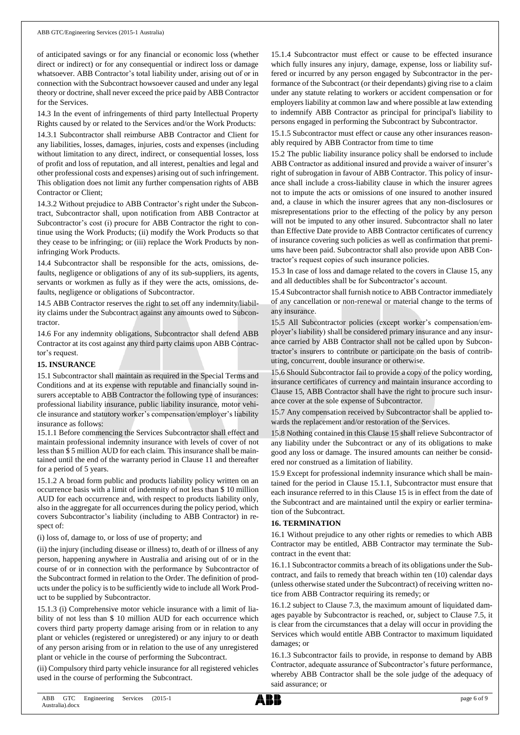of anticipated savings or for any financial or economic loss (whether direct or indirect) or for any consequential or indirect loss or damage whatsoever. ABB Contractor's total liability under, arising out of or in connection with the Subcontract howsoever caused and under any legal theory or doctrine, shall never exceed the price paid by ABB Contractor for the Services.

14.3 In the event of infringements of third party Intellectual Property Rights caused by or related to the Services and/or the Work Products:

14.3.1 Subcontractor shall reimburse ABB Contractor and Client for any liabilities, losses, damages, injuries, costs and expenses (including without limitation to any direct, indirect, or consequential losses, loss of profit and loss of reputation, and all interest, penalties and legal and other professional costs and expenses) arising out of such infringement. This obligation does not limit any further compensation rights of ABB Contractor or Client;

14.3.2 Without prejudice to ABB Contractor's right under the Subcontract, Subcontractor shall, upon notification from ABB Contractor at Subcontractor's cost (i) procure for ABB Contractor the right to continue using the Work Products; (ii) modify the Work Products so that they cease to be infringing; or (iii) replace the Work Products by non-infringing Work Products.

14.4 Subcontractor shall be responsible for the acts, omissions, defaults, negligence or obligations of any of its sub-suppliers, its agents, servants or workmen as fully as if they were the acts, omissions, defaults, negligence or obligations of Subcontractor.

14.5 ABB Contractor reserves the right to set off any indemnity/liability claims under the Subcontract against any amounts owed to Subcontractor.

14.6 For any indemnity obligations, Subcontractor shall defend ABB Contractor at its cost against any third party claims upon ABB Contractor's request.

## 15. INSURANCE

15.1 Subcontractor shall maintain as required in the Special Terms and Conditions and at its expense with reputable and financially sound insurers acceptable to ABB Contractor the following type of insurances: professional liability insurance, public liability insurance, motor vehicle insurance and statutory worker's compensation/employer's liability insurance as follows:

15.1.1 Before commencing the Services Subcontractor shall effect and maintain professional indemnity insurance with levels of cover of not less than $ 5 million AUD for each claim. This insurance shall be maintained until the end of the warranty period in Clause 11 and thereafter for a period of 5 years.

15.1.2 A broad form public and products liability policy written on an occurrence basis with a limit of indemnity of not less than $ 10 million AUD for each occurrence and, with respect to products liability only, also in the aggregate for all occurrences during the policy period, which covers Subcontractor's liability (including to ABB Contractor) in respect of:

(i) loss of, damage to, or loss of use of property; and

(ii) the injury (including disease or illness) to, death of or illness of any person, happening anywhere in Australia and arising out of or in the course of or in connection with the performance by Subcontractor of the Subcontract formed in relation to the Order. The definition of products under the policy is to be sufficiently wide to include all Work Product to be supplied by Subcontractor.

15.1.3 (i) Comprehensive motor vehicle insurance with a limit of liability of not less than $ 10 million AUD for each occurrence which covers third party property damage arising from or in relation to any plant or vehicles (registered or unregistered) or any injury to or death of any person arising from or in relation to the use of any unregistered plant or vehicle in the course of performing the Subcontract.

(ii) Compulsory third party vehicle insurance for all registered vehicles used in the course of performing the Subcontract.

15.1.4 Subcontractor must effect or cause to be effected insurance which fully insures any injury, damage, expense, loss or liability suffered or incurred by any person engaged by Subcontractor in the performance of the Subcontract (or their dependants) giving rise to a claim under any statute relating to workers or accident compensation or for employers liability at common law and where possible at law extending to indemnify ABB Contractor as principal for principal's liability to persons engaged in performing the Subcontract by Subcontractor.

15.1.5 Subcontractor must effect or cause any other insurances reasonably required by ABB Contractor from time to time

15.2 The public liability insurance policy shall be endorsed to include ABB Contractor as additional insured and provide a waiver of insurer's right of subrogation in favour of ABB Contractor. This policy of insurance shall include a cross-liability clause in which the insurer agrees not to impute the acts or omissions of one insured to another insured and, a clause in which the insurer agrees that any non-disclosures or misrepresentations prior to the effecting of the policy by any person will not be imputed to any other insured. Subcontractor shall no later than Effective Date provide to ABB Contractor certificates of currency of insurance covering such policies as well as confirmation that premiums have been paid. Subcontractor shall also provide upon ABB Contractor's request copies of such insurance policies.

15.3 In case of loss and damage related to the covers in Clause 15, any and all deductibles shall be for Subcontractor's account.

15.4 Subcontractor shall furnish notice to ABB Contractor immediately of any cancellation or non-renewal or material change to the terms of any insurance.

15.5 All Subcontractor policies (except worker's compensation/employer's liability) shall be considered primary insurance and any insurance carried by ABB Contractor shall not be called upon by Subcontractor's insurers to contribute or participate on the basis of contributing, concurrent, double insurance or otherwise.

15.6 Should Subcontractor fail to provide a copy of the policy wording, insurance certificates of currency and maintain insurance according to Clause 15, ABB Contractor shall have the right to procure such insurance cover at the sole expense of Subcontractor.

15.7 Any compensation received by Subcontractor shall be applied towards the replacement and/or restoration of the Services.

15.8 Nothing contained in this Clause 15 shall relieve Subcontractor of any liability under the Subcontract or any of its obligations to make good any loss or damage. The insured amounts can neither be considered nor construed as a limitation of liability.

15.9 Except for professional indemnity insurance which shall be maintained for the period in Clause 15.1.1, Subcontractor must ensure that each insurance referred to in this Clause 15 is in effect from the date of the Subcontract and are maintained until the expiry or earlier termination of the Subcontract.

## 16. TERMINATION

16.1 Without prejudice to any other rights or remedies to which ABB Contractor may be entitled, ABB Contractor may terminate the Subcontract in the event that:

16.1.1 Subcontractor commits a breach of its obligations under the Subcontract, and fails to remedy that breach within ten (10) calendar days (unless otherwise stated under the Subcontract) of receiving written notice from ABB Contractor requiring its remedy; or

16.1.2 subject to Clause 7.3, the maximum amount of liquidated damages payable by Subcontractor is reached, or, subject to Clause 7.5, it is clear from the circumstances that a delay will occur in providing the Services which would entitle ABB Contractor to maximum liquidated damages; or

16.1.3 Subcontractor fails to provide, in response to demand by ABB Contractor, adequate assurance of Subcontractor's future performance, whereby ABB Contractor shall be the sole judge of the adequacy of said assurance; or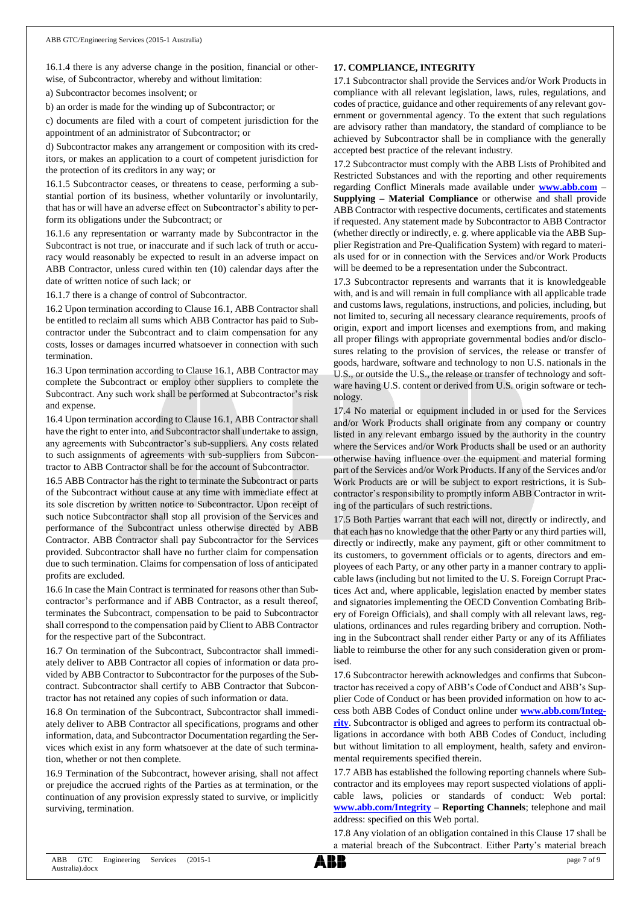16.1.4 there is any adverse change in the position, financial or otherwise, of Subcontractor, whereby and without limitation:

a) Subcontractor becomes insolvent; or

b) an order is made for the winding up of Subcontractor; or

c) documents are filed with a court of competent jurisdiction for the appointment of an administrator of Subcontractor; or

d) Subcontractor makes any arrangement or composition with its creditors, or makes an application to a court of competent jurisdiction for the protection of its creditors in any way; or

16.1.5 Subcontractor ceases, or threatens to cease, performing a substantial portion of its business, whether voluntarily or involuntarily, that has or will have an adverse effect on Subcontractor's ability to perform its obligations under the Subcontract; or

16.1.6 any representation or warranty made by Subcontractor in the Subcontract is not true, or inaccurate and if such lack of truth or accuracy would reasonably be expected to result in an adverse impact on ABB Contractor, unless cured within ten (10) calendar days after the date of written notice of such lack; or

16.1.7 there is a change of control of Subcontractor.

16.2 Upon termination according to Clause 16.1, ABB Contractor shall be entitled to reclaim all sums which ABB Contractor has paid to Subcontractor under the Subcontract and to claim compensation for any costs, losses or damages incurred whatsoever in connection with such termination.

16.3 Upon termination according to Clause 16.1, ABB Contractor may complete the Subcontract or employ other suppliers to complete the Subcontract. Any such work shall be performed at Subcontractor's risk and expense.

16.4 Upon termination according to Clause 16.1, ABB Contractor shall have the right to enter into, and Subcontractor shall undertake to assign, any agreements with Subcontractor's sub-suppliers. Any costs related to such assignments of agreements with sub-suppliers from Subcontractor to ABB Contractor shall be for the account of Subcontractor.

16.5 ABB Contractor has the right to terminate the Subcontract or parts of the Subcontract without cause at any time with immediate effect at its sole discretion by written notice to Subcontractor. Upon receipt of such notice Subcontractor shall stop all provision of the Services and performance of the Subcontract unless otherwise directed by ABB Contractor. ABB Contractor shall pay Subcontractor for the Services provided. Subcontractor shall have no further claim for compensation due to such termination. Claims for compensation of loss of anticipated profits are excluded.

16.6 In case the Main Contract is terminated for reasons other than Subcontractor's performance and if ABB Contractor, as a result thereof, terminates the Subcontract, compensation to be paid to Subcontractor shall correspond to the compensation paid by Client to ABB Contractor for the respective part of the Subcontract.

16.7 On termination of the Subcontract, Subcontractor shall immediately deliver to ABB Contractor all copies of information or data provided by ABB Contractor to Subcontractor for the purposes of the Subcontract. Subcontractor shall certify to ABB Contractor that Subcontractor has not retained any copies of such information or data.

16.8 On termination of the Subcontract, Subcontractor shall immediately deliver to ABB Contractor all specifications, programs and other information, data, and Subcontractor Documentation regarding the Services which exist in any form whatsoever at the date of such termination, whether or not then complete.

16.9 Termination of the Subcontract, however arising, shall not affect or prejudice the accrued rights of the Parties as at termination, or the continuation of any provision expressly stated to survive, or implicitly surviving, termination.

## 17. COMPLIANCE, INTEGRITY

17.1 Subcontractor shall provide the Services and/or Work Products in compliance with all relevant legislation, laws, rules, regulations, and codes of practice, guidance and other requirements of any relevant government or governmental agency. To the extent that such regulations are advisory rather than mandatory, the standard of compliance to be achieved by Subcontractor shall be in compliance with the generally accepted best practice of the relevant industry.

17.2 Subcontractor must comply with the ABB Lists of Prohibited and Restricted Substances and with the reporting and other requirements regarding Conflict Minerals made available under **www.abb.com – Supplying – Material Compliance** or otherwise and shall provide ABB Contractor with respective documents, certificates and statements if requested. Any statement made by Subcontractor to ABB Contractor (whether directly or indirectly, e. g. where applicable via the ABB Supplier Registration and Pre-Qualification System) with regard to materials used for or in connection with the Services and/or Work Products will be deemed to be a representation under the Subcontract.

17.3 Subcontractor represents and warrants that it is knowledgeable with, and is and will remain in full compliance with all applicable trade and customs laws, regulations, instructions, and policies, including, but not limited to, securing all necessary clearance requirements, proofs of origin, export and import licenses and exemptions from, and making all proper filings with appropriate governmental bodies and/or disclosures relating to the provision of services, the release or transfer of goods, hardware, software and technology to non U.S. nationals in the U.S., or outside the U.S., the release or transfer of technology and software having U.S. content or derived from U.S. origin software or technology.

17.4 No material or equipment included in or used for the Services and/or Work Products shall originate from any company or country listed in any relevant embargo issued by the authority in the country where the Services and/or Work Products shall be used or an authority otherwise having influence over the equipment and material forming part of the Services and/or Work Products. If any of the Services and/or Work Products are or will be subject to export restrictions, it is Subcontractor's responsibility to promptly inform ABB Contractor in writing of the particulars of such restrictions.

17.5 Both Parties warrant that each will not, directly or indirectly, and that each has no knowledge that the other Party or any third parties will, directly or indirectly, make any payment, gift or other commitment to its customers, to government officials or to agents, directors and employees of each Party, or any other party in a manner contrary to applicable laws (including but not limited to the U. S. Foreign Corrupt Practices Act and, where applicable, legislation enacted by member states and signatories implementing the OECD Convention Combating Bribery of Foreign Officials), and shall comply with all relevant laws, regulations, ordinances and rules regarding bribery and corruption. Nothing in the Subcontract shall render either Party or any of its Affiliates liable to reimburse the other for any such consideration given or promised.

17.6 Subcontractor herewith acknowledges and confirms that Subcontractor has received a copy of ABB's Code of Conduct and ABB's Supplier Code of Conduct or has been provided information on how to access both ABB Codes of Conduct online under **www.abb.com/Integrity**. Subcontractor is obliged and agrees to perform its contractual obligations in accordance with both ABB Codes of Conduct, including but without limitation to all employment, health, safety and environmental requirements specified therein.

17.7 ABB has established the following reporting channels where Subcontractor and its employees may report suspected violations of applicable laws, policies or standards of conduct: Web portal: **www.abb.com/Integrity – Reporting Channels**; telephone and mail address: specified on this Web portal.

17.8 Any violation of an obligation contained in this Clause 17 shall be a material breach of the Subcontract. Either Party's material breach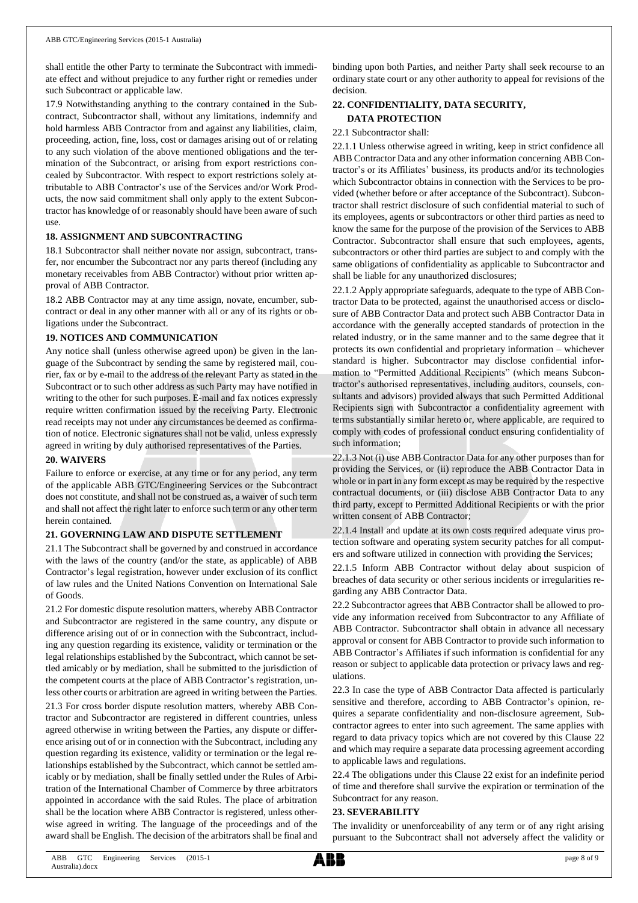shall entitle the other Party to terminate the Subcontract with immediate effect and without prejudice to any further right or remedies under such Subcontract or applicable law.

17.9 Notwithstanding anything to the contrary contained in the Subcontract, Subcontractor shall, without any limitations, indemnify and hold harmless ABB Contractor from and against any liabilities, claim, proceeding, action, fine, loss, cost or damages arising out of or relating to any such violation of the above mentioned obligations and the termination of the Subcontract, or arising from export restrictions concealed by Subcontractor. With respect to export restrictions solely attributable to ABB Contractor's use of the Services and/or Work Products, the now said commitment shall only apply to the extent Subcontractor has knowledge of or reasonably should have been aware of such use.

## 18. ASSIGNMENT AND SUBCONTRACTING

18.1 Subcontractor shall neither novate nor assign, subcontract, transfer, nor encumber the Subcontract nor any parts thereof (including any monetary receivables from ABB Contractor) without prior written approval of ABB Contractor.

18.2 ABB Contractor may at any time assign, novate, encumber, subcontract or deal in any other manner with all or any of its rights or obligations under the Subcontract.

## 19. NOTICES AND COMMUNICATION

Any notice shall (unless otherwise agreed upon) be given in the language of the Subcontract by sending the same by registered mail, courier, fax or by e-mail to the address of the relevant Party as stated in the Subcontract or to such other address as such Party may have notified in writing to the other for such purposes. E-mail and fax notices expressly require written confirmation issued by the receiving Party. Electronic read receipts may not under any circumstances be deemed as confirmation of notice. Electronic signatures shall not be valid, unless expressly agreed in writing by duly authorised representatives of the Parties.

## 20. WAIVERS

Failure to enforce or exercise, at any time or for any period, any term of the applicable ABB GTC/Engineering Services or the Subcontract does not constitute, and shall not be construed as, a waiver of such term and shall not affect the right later to enforce such term or any other term herein contained.

## 21. GOVERNING LAW AND DISPUTE SETTLEMENT

21.1 The Subcontract shall be governed by and construed in accordance with the laws of the country (and/or the state, as applicable) of ABB Contractor's legal registration, however under exclusion of its conflict of law rules and the United Nations Convention on International Sale of Goods.

21.2 For domestic dispute resolution matters, whereby ABB Contractor and Subcontractor are registered in the same country, any dispute or difference arising out of or in connection with the Subcontract, including any question regarding its existence, validity or termination or the legal relationships established by the Subcontract, which cannot be settled amicably or by mediation, shall be submitted to the jurisdiction of the competent courts at the place of ABB Contractor's registration, unless other courts or arbitration are agreed in writing between the Parties.

21.3 For cross border dispute resolution matters, whereby ABB Contractor and Subcontractor are registered in different countries, unless agreed otherwise in writing between the Parties, any dispute or difference arising out of or in connection with the Subcontract, including any question regarding its existence, validity or termination or the legal relationships established by the Subcontract, which cannot be settled amicably or by mediation, shall be finally settled under the Rules of Arbitration of the International Chamber of Commerce by three arbitrators appointed in accordance with the said Rules. The place of arbitration shall be the location where ABB Contractor is registered, unless otherwise agreed in writing. The language of the proceedings and of the award shall be English. The decision of the arbitrators shall be final and binding upon both Parties, and neither Party shall seek recourse to an ordinary state court or any other authority to appeal for revisions of the decision.

## 22. CONFIDENTIALITY, DATA SECURITY, DATA PROTECTION

22.1 Subcontractor shall:

22.1.1 Unless otherwise agreed in writing, keep in strict confidence all ABB Contractor Data and any other information concerning ABB Contractor's or its Affiliates' business, its products and/or its technologies which Subcontractor obtains in connection with the Services to be provided (whether before or after acceptance of the Subcontract). Subcontractor shall restrict disclosure of such confidential material to such of its employees, agents or subcontractors or other third parties as need to know the same for the purpose of the provision of the Services to ABB Contractor. Subcontractor shall ensure that such employees, agents, subcontractors or other third parties are subject to and comply with the same obligations of confidentiality as applicable to Subcontractor and shall be liable for any unauthorized disclosures;

22.1.2 Apply appropriate safeguards, adequate to the type of ABB Contractor Data to be protected, against the unauthorised access or disclosure of ABB Contractor Data and protect such ABB Contractor Data in accordance with the generally accepted standards of protection in the related industry, or in the same manner and to the same degree that it protects its own confidential and proprietary information – whichever standard is higher. Subcontractor may disclose confidential information to "Permitted Additional Recipients" (which means Subcontractor's authorised representatives, including auditors, counsels, consultants and advisors) provided always that such Permitted Additional Recipients sign with Subcontractor a confidentiality agreement with terms substantially similar hereto or, where applicable, are required to comply with codes of professional conduct ensuring confidentiality of such information;

22.1.3 Not (i) use ABB Contractor Data for any other purposes than for providing the Services, or (ii) reproduce the ABB Contractor Data in whole or in part in any form except as may be required by the respective contractual documents, or (iii) disclose ABB Contractor Data to any third party, except to Permitted Additional Recipients or with the prior written consent of ABB Contractor;

22.1.4 Install and update at its own costs required adequate virus protection software and operating system security patches for all computers and software utilized in connection with providing the Services;

22.1.5 Inform ABB Contractor without delay about suspicion of breaches of data security or other serious incidents or irregularities regarding any ABB Contractor Data.

22.2 Subcontractor agrees that ABB Contractor shall be allowed to provide any information received from Subcontractor to any Affiliate of ABB Contractor. Subcontractor shall obtain in advance all necessary approval or consent for ABB Contractor to provide such information to ABB Contractor's Affiliates if such information is confidential for any reason or subject to applicable data protection or privacy laws and regulations.

22.3 In case the type of ABB Contractor Data affected is particularly sensitive and therefore, according to ABB Contractor's opinion, requires a separate confidentiality and non-disclosure agreement, Subcontractor agrees to enter into such agreement. The same applies with regard to data privacy topics which are not covered by this Clause 22 and which may require a separate data processing agreement according to applicable laws and regulations.

22.4 The obligations under this Clause 22 exist for an indefinite period of time and therefore shall survive the expiration or termination of the Subcontract for any reason.

## 23. SEVERABILITY

The invalidity or unenforceability of any term or of any right arising pursuant to the Subcontract shall not adversely affect the validity or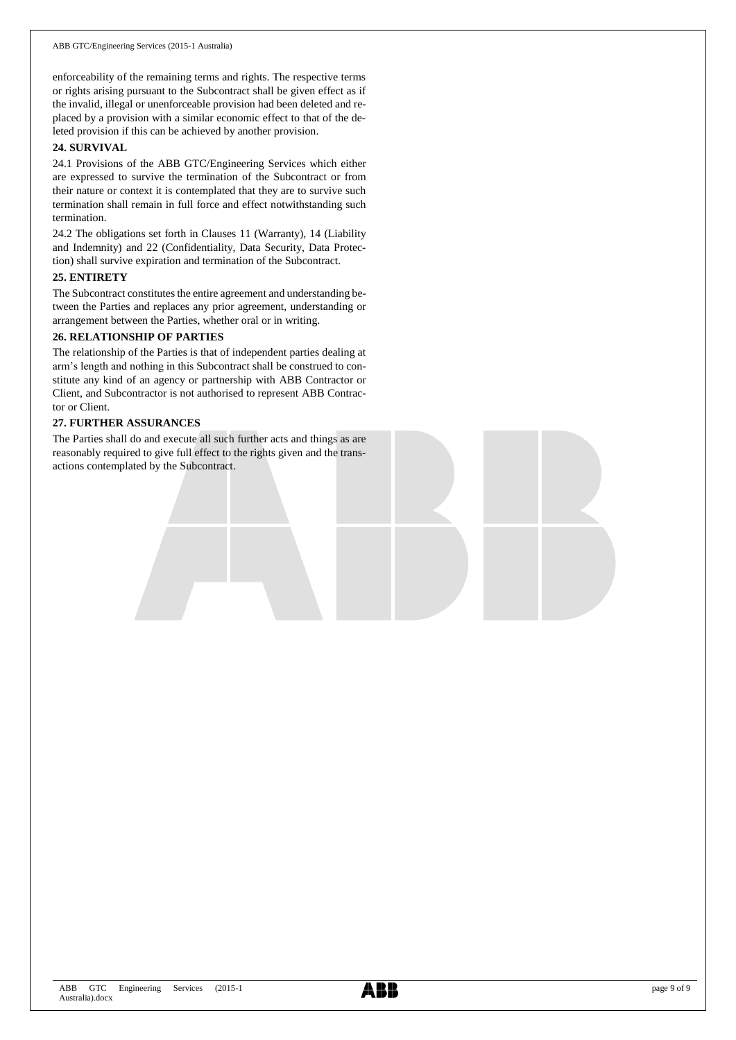enforceability of the remaining terms and rights. The respective terms or rights arising pursuant to the Subcontract shall be given effect as if the invalid, illegal or unenforceable provision had been deleted and replaced by a provision with a similar economic effect to that of the deleted provision if this can be achieved by another provision.

**24. SURVIVAL**

24.1 Provisions of the ABB GTC/Engineering Services which either are expressed to survive the termination of the Subcontract or from their nature or context it is contemplated that they are to survive such termination shall remain in full force and effect notwithstanding such termination.

24.2 The obligations set forth in Clauses 11 (Warranty), 14 (Liability and Indemnity) and 22 (Confidentiality, Data Security, Data Protection) shall survive expiration and termination of the Subcontract.

**25. ENTIRETY**

The Subcontract constitutes the entire agreement and understanding between the Parties and replaces any prior agreement, understanding or arrangement between the Parties, whether oral or in writing.

**26. RELATIONSHIP OF PARTIES**

The relationship of the Parties is that of independent parties dealing at arm's length and nothing in this Subcontract shall be construed to constitute any kind of an agency or partnership with ABB Contractor or Client, and Subcontractor is not authorised to represent ABB Contractor or Client.

**27. FURTHER ASSURANCES**

The Parties shall do and execute all such further acts and things as are reasonably required to give full effect to the rights given and the transactions contemplated by the Subcontract.